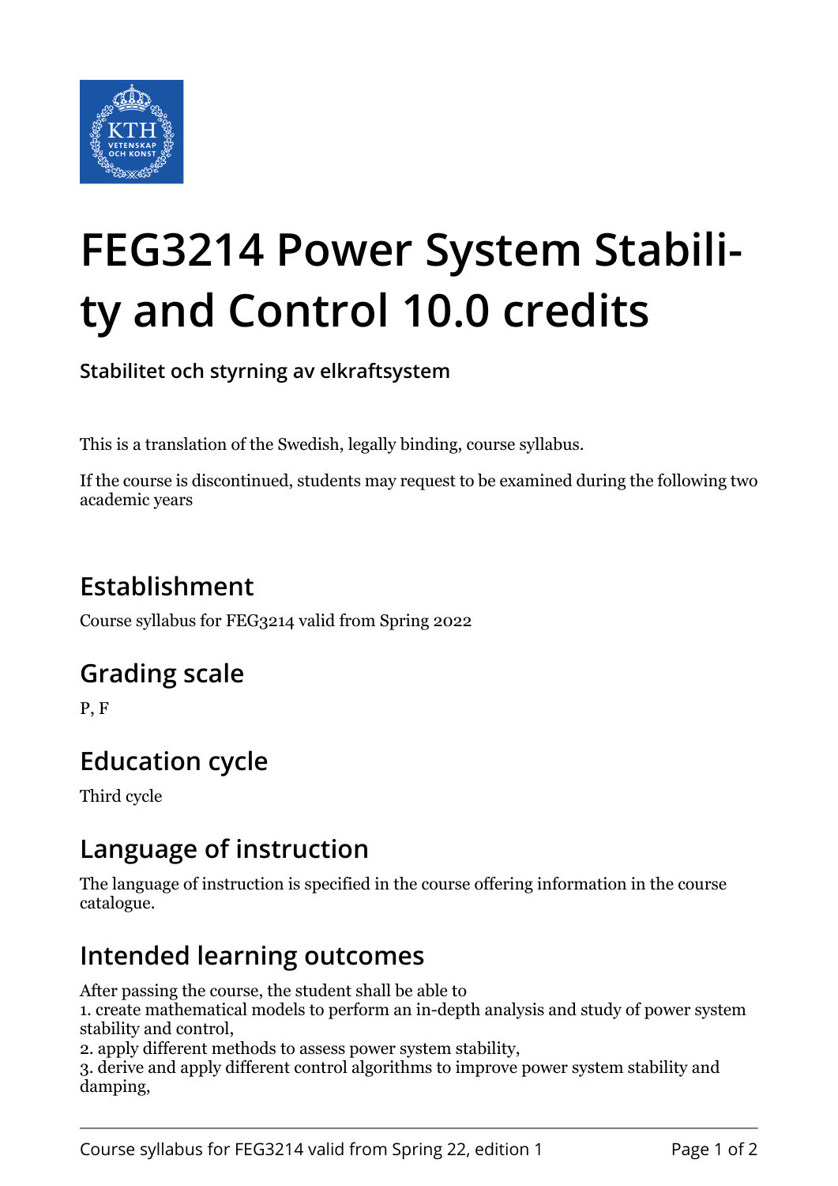# FEG3214 Power System Stability and Control 10.0 credits

**Stabilitet och styrning av elkraftsystem**

This is a translation of the Swedish, legally binding, course syllabus.

If the course is discontinued, students may request to be examined during the following two academic years

## Establishment

Course syllabus for FEG3214 valid from Spring 2022

## Grading scale

P, F

## Education cycle

Third cycle

## Language of instruction

The language of instruction is specified in the course offering information in the course catalogue.

## Intended learning outcomes

After passing the course, the student shall be able to
1. create mathematical models to perform an in-depth analysis and study of power system stability and control,
2. apply different methods to assess power system stability,
3. derive and apply different control algorithms to improve power system stability and damping,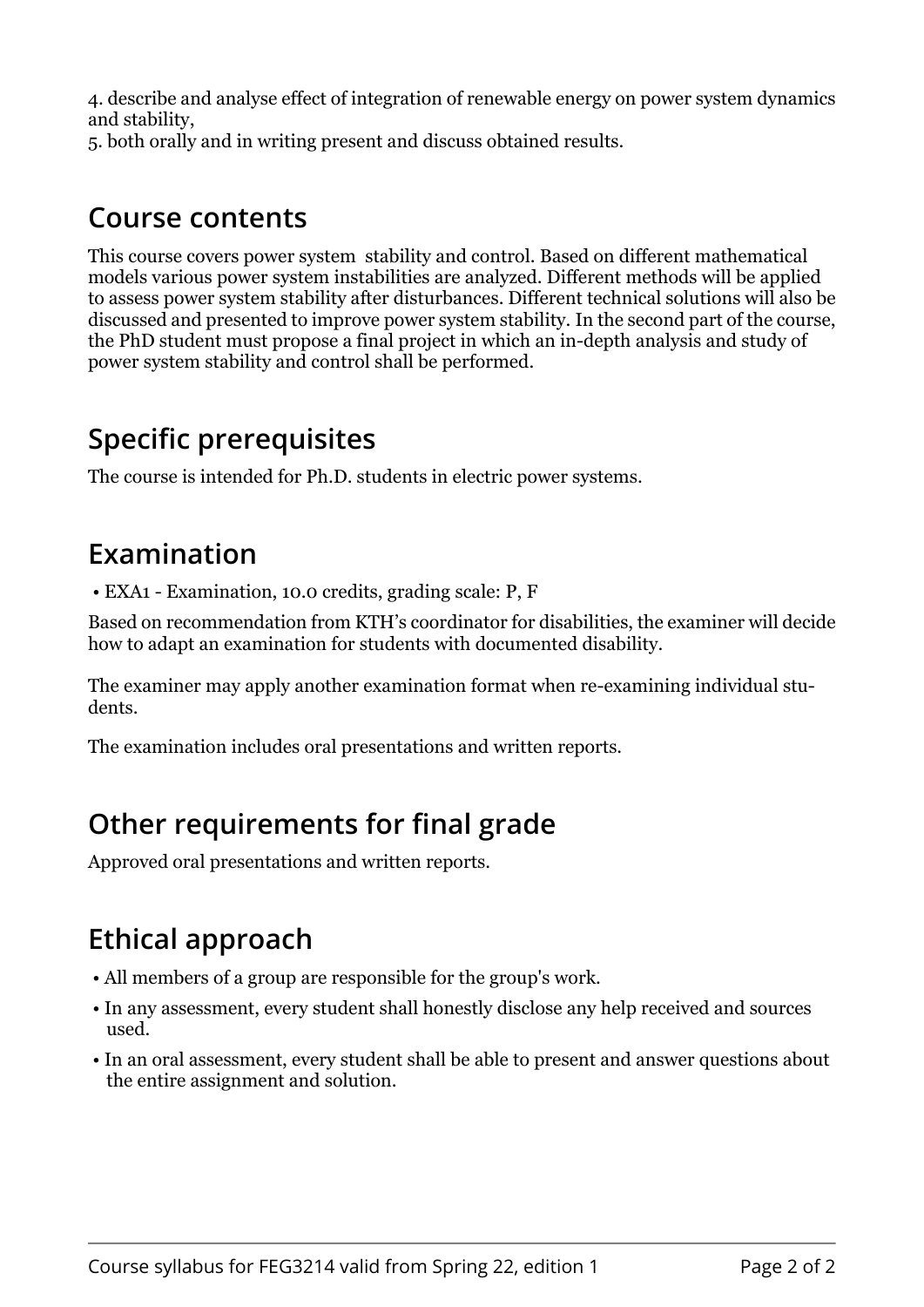4. describe and analyse effect of integration of renewable energy on power system dynamics and stability,
5. both orally and in writing present and discuss obtained results.

## Course contents

This course covers power system stability and control. Based on different mathematical models various power system instabilities are analyzed. Different methods will be applied to assess power system stability after disturbances. Different technical solutions will also be discussed and presented to improve power system stability. In the second part of the course, the PhD student must propose a final project in which an in-depth analysis and study of power system stability and control shall be performed.

## Specific prerequisites

The course is intended for Ph.D. students in electric power systems.

## Examination

- EXA1 - Examination, 10.0 credits, grading scale: P, F

Based on recommendation from KTH's coordinator for disabilities, the examiner will decide how to adapt an examination for students with documented disability.

The examiner may apply another examination format when re-examining individual students.

The examination includes oral presentations and written reports.

## Other requirements for final grade

Approved oral presentations and written reports.

## Ethical approach

- All members of a group are responsible for the group's work.
- In any assessment, every student shall honestly disclose any help received and sources used.
- In an oral assessment, every student shall be able to present and answer questions about the entire assignment and solution.